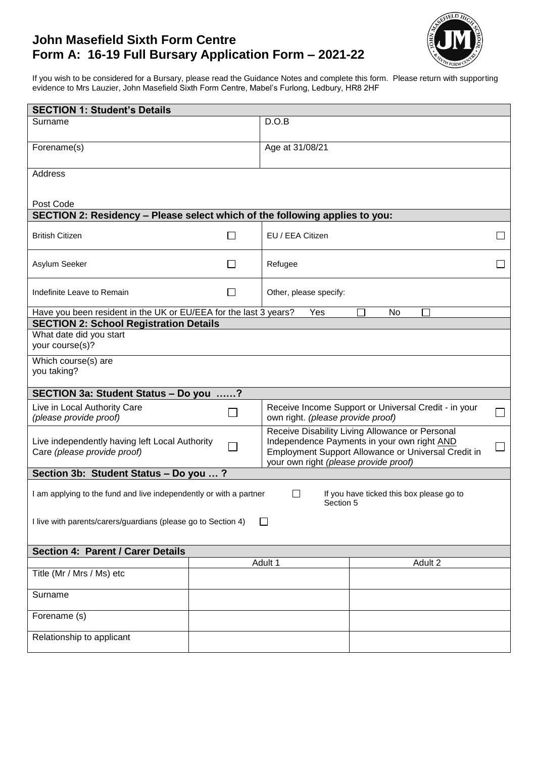# John Masefield Sixth Form Centre
# Form A: 16-19 Full Bursary Application Form – 2021-22

If you wish to be considered for a Bursary, please read the Guidance Notes and complete this form. Please return with supporting evidence to Mrs Lauzier, John Masefield Sixth Form Centre, Mabel's Furlong, Ledbury, HR8 2HF

| **SECTION 1: Student's Details** | |
|---|---|
| Surname | D.O.B |
| Forename(s) | Age at 31/08/21 |
| Address<br><br>Post Code | |

| **SECTION 2: Residency – Please select which of the following applies to you:** | | | |
|---|---|---|---|
| British Citizen | ☐ | EU / EEA Citizen | ☐ |
| Asylum Seeker | ☐ | Refugee | ☐ |
| Indefinite Leave to Remain | ☐ | Other, please specify: | |
| Have you been resident in the UK or EU/EEA for the last 3 years? Yes ☐ No ☐ | | | |

| **SECTION 2: School Registration Details** | |
|---|---|
| What date did you start your course(s)? | |
| Which course(s) are you taking? | |

| **SECTION 3a: Student Status – Do you ……?** | | | |
|---|---|---|---|
| Live in Local Authority Care *(please provide proof)* | ☐ | Receive Income Support or Universal Credit - in your own right. *(please provide proof)* | ☐ |
| Live independently having left Local Authority Care *(please provide proof)* | ☐ | Receive Disability Living Allowance or Personal Independence Payments in your own right AND Employment Support Allowance or Universal Credit in your own right *(please provide proof)* | ☐ |

**Section 3b: Student Status – Do you … ?**

I am applying to the fund and live independently or with a partner ☐ If you have ticked this box please go to Section 5

I live with parents/carers/guardians (please go to Section 4) ☐

| **Section 4: Parent / Carer Details** | | |
|---|---|---|
| | Adult 1 | Adult 2 |
| Title (Mr / Mrs / Ms) etc | | |
| Surname | | |
| Forename (s) | | |
| Relationship to applicant | | |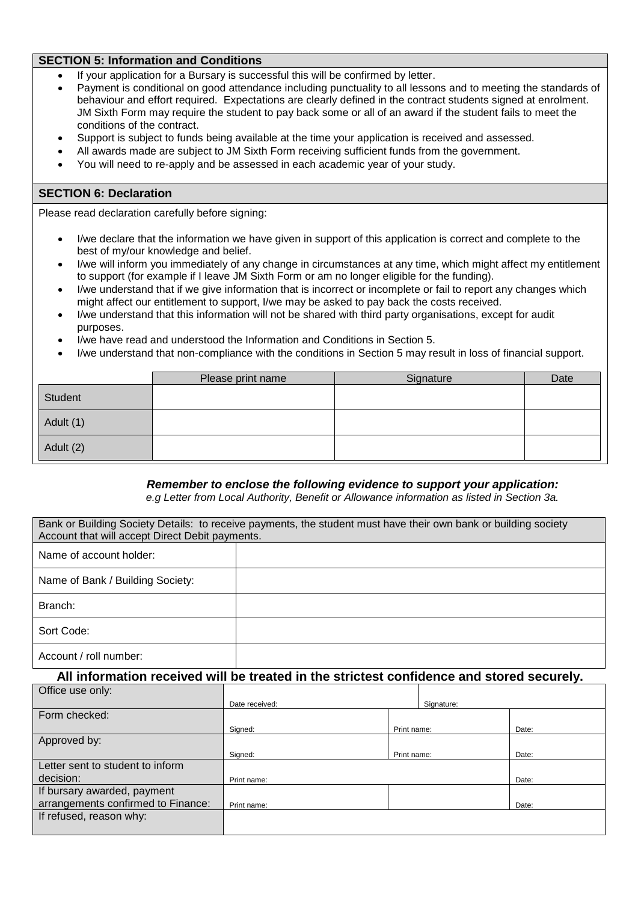## SECTION 5: Information and Conditions

- If your application for a Bursary is successful this will be confirmed by letter.
- Payment is conditional on good attendance including punctuality to all lessons and to meeting the standards of behaviour and effort required. Expectations are clearly defined in the contract students signed at enrolment. JM Sixth Form may require the student to pay back some or all of an award if the student fails to meet the conditions of the contract.
- Support is subject to funds being available at the time your application is received and assessed.
- All awards made are subject to JM Sixth Form receiving sufficient funds from the government.
- You will need to re-apply and be assessed in each academic year of your study.

## SECTION 6: Declaration

Please read declaration carefully before signing:

- I/we declare that the information we have given in support of this application is correct and complete to the best of my/our knowledge and belief.
- I/we will inform you immediately of any change in circumstances at any time, which might affect my entitlement to support (for example if I leave JM Sixth Form or am no longer eligible for the funding).
- I/we understand that if we give information that is incorrect or incomplete or fail to report any changes which might affect our entitlement to support, I/we may be asked to pay back the costs received.
- I/we understand that this information will not be shared with third party organisations, except for audit purposes.
- I/we have read and understood the Information and Conditions in Section 5.
- I/we understand that non-compliance with the conditions in Section 5 may result in loss of financial support.

| | Please print name | Signature | Date |
|---|---|---|---|
| Student | | | |
| Adult (1) | | | |
| Adult (2) | | | |

***Remember to enclose the following evidence to support your application:***
*e.g Letter from Local Authority, Benefit or Allowance information as listed in Section 3a.*

| Bank or Building Society Details: to receive payments, the student must have their own bank or building society Account that will accept Direct Debit payments. | |
|---|---|
| Name of account holder: | |
| Name of Bank / Building Society: | |
| Branch: | |
| Sort Code: | |
| Account / roll number: | |

**All information received will be treated in the strictest confidence and stored securely.**

| | | | |
|---|---|---|---|
| Office use only: | Date received: | Signature: | |
| Form checked: | Signed: | Print name: | Date: |
| Approved by: | Signed: | Print name: | Date: |
| Letter sent to student to inform decision: | Print name: | | Date: |
| If bursary awarded, payment arrangements confirmed to Finance: | Print name: | | Date: |
| If refused, reason why: | | | |